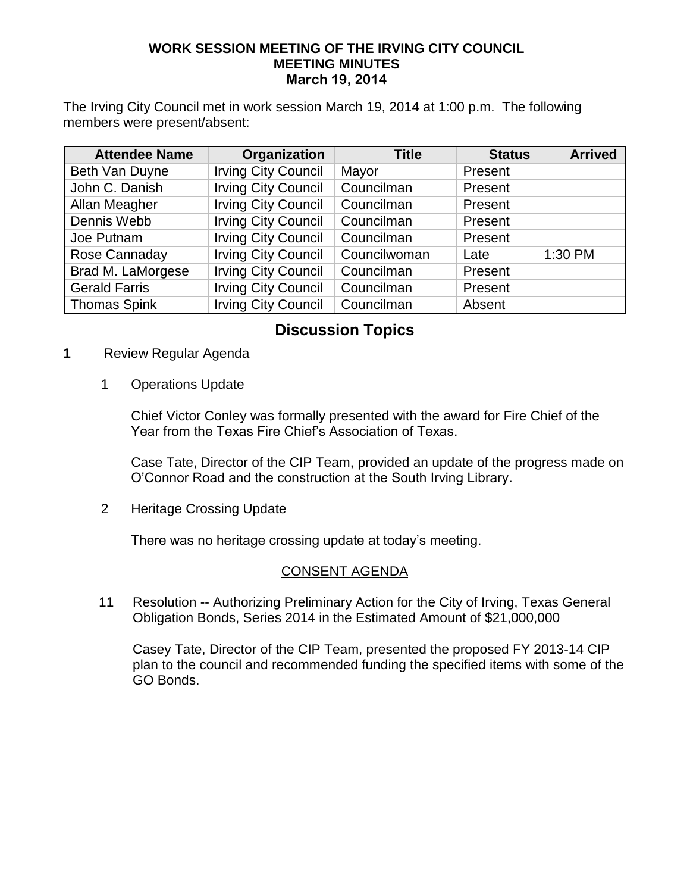**WORK SESSION MEETING OF THE IRVING CITY COUNCIL**
**MEETING MINUTES**
**March 19, 2014**

The Irving City Council met in work session March 19, 2014 at 1:00 p.m. The following members were present/absent:

| Attendee Name | Organization | Title | Status | Arrived |
|---|---|---|---|---|
| Beth Van Duyne | Irving City Council | Mayor | Present | |
| John C. Danish | Irving City Council | Councilman | Present | |
| Allan Meagher | Irving City Council | Councilman | Present | |
| Dennis Webb | Irving City Council | Councilman | Present | |
| Joe Putnam | Irving City Council | Councilman | Present | |
| Rose Cannaday | Irving City Council | Councilwoman | Late | 1:30 PM |
| Brad M. LaMorgese | Irving City Council | Councilman | Present | |
| Gerald Farris | Irving City Council | Councilman | Present | |
| Thomas Spink | Irving City Council | Councilman | Absent | |

## Discussion Topics

**1** Review Regular Agenda

1 Operations Update

Chief Victor Conley was formally presented with the award for Fire Chief of the Year from the Texas Fire Chief's Association of Texas.

Case Tate, Director of the CIP Team, provided an update of the progress made on O'Connor Road and the construction at the South Irving Library.

2 Heritage Crossing Update

There was no heritage crossing update at today's meeting.

CONSENT AGENDA

11 Resolution -- Authorizing Preliminary Action for the City of Irving, Texas General Obligation Bonds, Series 2014 in the Estimated Amount of $21,000,000

Casey Tate, Director of the CIP Team, presented the proposed FY 2013-14 CIP plan to the council and recommended funding the specified items with some of the GO Bonds.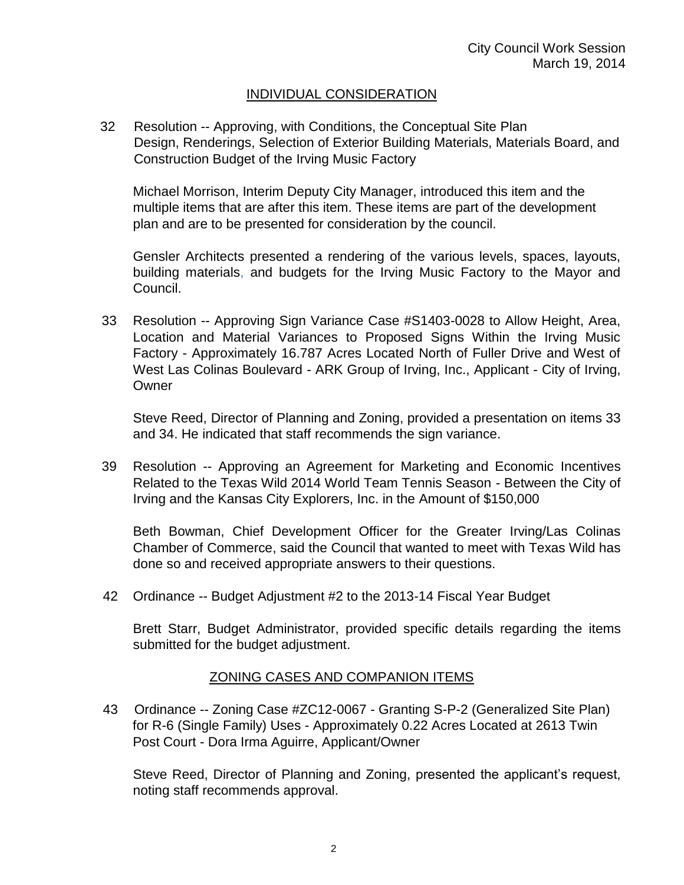## INDIVIDUAL CONSIDERATION

32 Resolution -- Approving, with Conditions, the Conceptual Site Plan Design, Renderings, Selection of Exterior Building Materials, Materials Board, and Construction Budget of the Irving Music Factory

Michael Morrison, Interim Deputy City Manager, introduced this item and the multiple items that are after this item. These items are part of the development plan and are to be presented for consideration by the council.

Gensler Architects presented a rendering of the various levels, spaces, layouts, building materials, and budgets for the Irving Music Factory to the Mayor and Council.

33 Resolution -- Approving Sign Variance Case #S1403-0028 to Allow Height, Area, Location and Material Variances to Proposed Signs Within the Irving Music Factory - Approximately 16.787 Acres Located North of Fuller Drive and West of West Las Colinas Boulevard - ARK Group of Irving, Inc., Applicant - City of Irving, Owner

Steve Reed, Director of Planning and Zoning, provided a presentation on items 33 and 34. He indicated that staff recommends the sign variance.

39 Resolution -- Approving an Agreement for Marketing and Economic Incentives Related to the Texas Wild 2014 World Team Tennis Season - Between the City of Irving and the Kansas City Explorers, Inc. in the Amount of $150,000

Beth Bowman, Chief Development Officer for the Greater Irving/Las Colinas Chamber of Commerce, said the Council that wanted to meet with Texas Wild has done so and received appropriate answers to their questions.

42 Ordinance -- Budget Adjustment #2 to the 2013-14 Fiscal Year Budget

Brett Starr, Budget Administrator, provided specific details regarding the items submitted for the budget adjustment.

## ZONING CASES AND COMPANION ITEMS

43 Ordinance -- Zoning Case #ZC12-0067 - Granting S-P-2 (Generalized Site Plan) for R-6 (Single Family) Uses - Approximately 0.22 Acres Located at 2613 Twin Post Court - Dora Irma Aguirre, Applicant/Owner

Steve Reed, Director of Planning and Zoning, presented the applicant's request, noting staff recommends approval.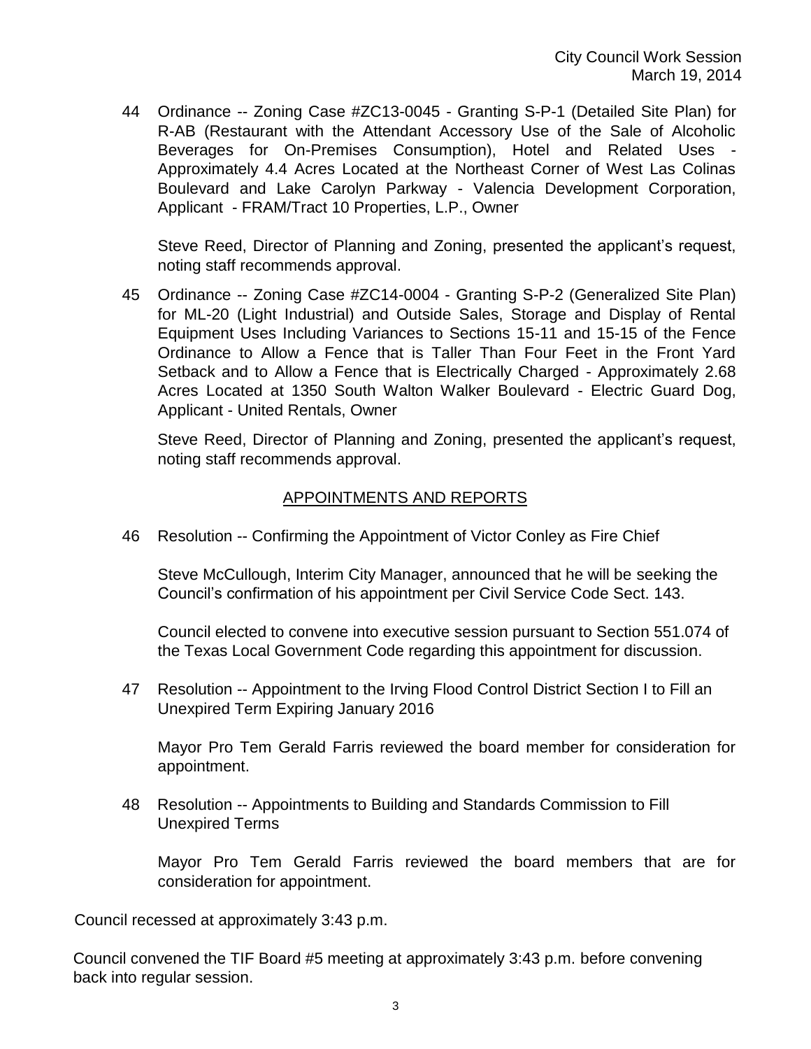44 Ordinance -- Zoning Case #ZC13-0045 - Granting S-P-1 (Detailed Site Plan) for R-AB (Restaurant with the Attendant Accessory Use of the Sale of Alcoholic Beverages for On-Premises Consumption), Hotel and Related Uses - Approximately 4.4 Acres Located at the Northeast Corner of West Las Colinas Boulevard and Lake Carolyn Parkway - Valencia Development Corporation, Applicant - FRAM/Tract 10 Properties, L.P., Owner

Steve Reed, Director of Planning and Zoning, presented the applicant's request, noting staff recommends approval.

45 Ordinance -- Zoning Case #ZC14-0004 - Granting S-P-2 (Generalized Site Plan) for ML-20 (Light Industrial) and Outside Sales, Storage and Display of Rental Equipment Uses Including Variances to Sections 15-11 and 15-15 of the Fence Ordinance to Allow a Fence that is Taller Than Four Feet in the Front Yard Setback and to Allow a Fence that is Electrically Charged - Approximately 2.68 Acres Located at 1350 South Walton Walker Boulevard - Electric Guard Dog, Applicant - United Rentals, Owner

Steve Reed, Director of Planning and Zoning, presented the applicant's request, noting staff recommends approval.

## APPOINTMENTS AND REPORTS

46 Resolution -- Confirming the Appointment of Victor Conley as Fire Chief

Steve McCullough, Interim City Manager, announced that he will be seeking the Council's confirmation of his appointment per Civil Service Code Sect. 143.

Council elected to convene into executive session pursuant to Section 551.074 of the Texas Local Government Code regarding this appointment for discussion.

47 Resolution -- Appointment to the Irving Flood Control District Section I to Fill an Unexpired Term Expiring January 2016

Mayor Pro Tem Gerald Farris reviewed the board member for consideration for appointment.

48 Resolution -- Appointments to Building and Standards Commission to Fill Unexpired Terms

Mayor Pro Tem Gerald Farris reviewed the board members that are for consideration for appointment.

Council recessed at approximately 3:43 p.m.

Council convened the TIF Board #5 meeting at approximately 3:43 p.m. before convening back into regular session.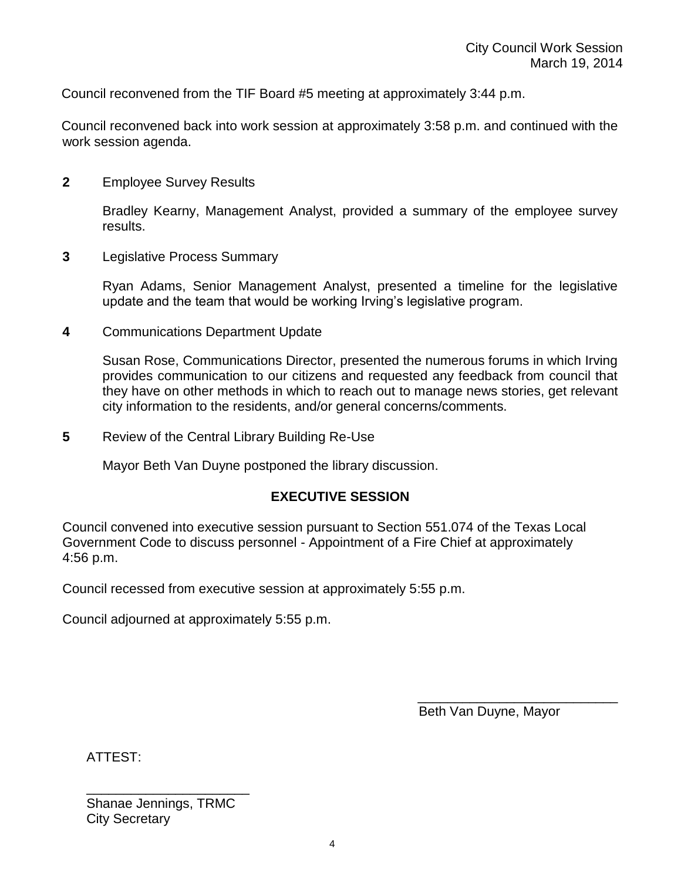Council reconvened from the TIF Board #5 meeting at approximately 3:44 p.m.

Council reconvened back into work session at approximately 3:58 p.m. and continued with the work session agenda.

**2** Employee Survey Results

Bradley Kearny, Management Analyst, provided a summary of the employee survey results.

**3** Legislative Process Summary

Ryan Adams, Senior Management Analyst, presented a timeline for the legislative update and the team that would be working Irving's legislative program.

**4** Communications Department Update

Susan Rose, Communications Director, presented the numerous forums in which Irving provides communication to our citizens and requested any feedback from council that they have on other methods in which to reach out to manage news stories, get relevant city information to the residents, and/or general concerns/comments.

**5** Review of the Central Library Building Re-Use

Mayor Beth Van Duyne postponed the library discussion.

## EXECUTIVE SESSION

Council convened into executive session pursuant to Section 551.074 of the Texas Local Government Code to discuss personnel - Appointment of a Fire Chief at approximately 4:56 p.m.

Council recessed from executive session at approximately 5:55 p.m.

Council adjourned at approximately 5:55 p.m.

\_\_\_\_\_\_\_\_\_\_\_\_\_\_\_\_\_\_\_\_\_\_\_\_\_\_\_\_
Beth Van Duyne, Mayor

ATTEST:

\_\_\_\_\_\_\_\_\_\_\_\_\_\_\_\_\_\_\_\_\_\_\_
Shanae Jennings, TRMC
City Secretary